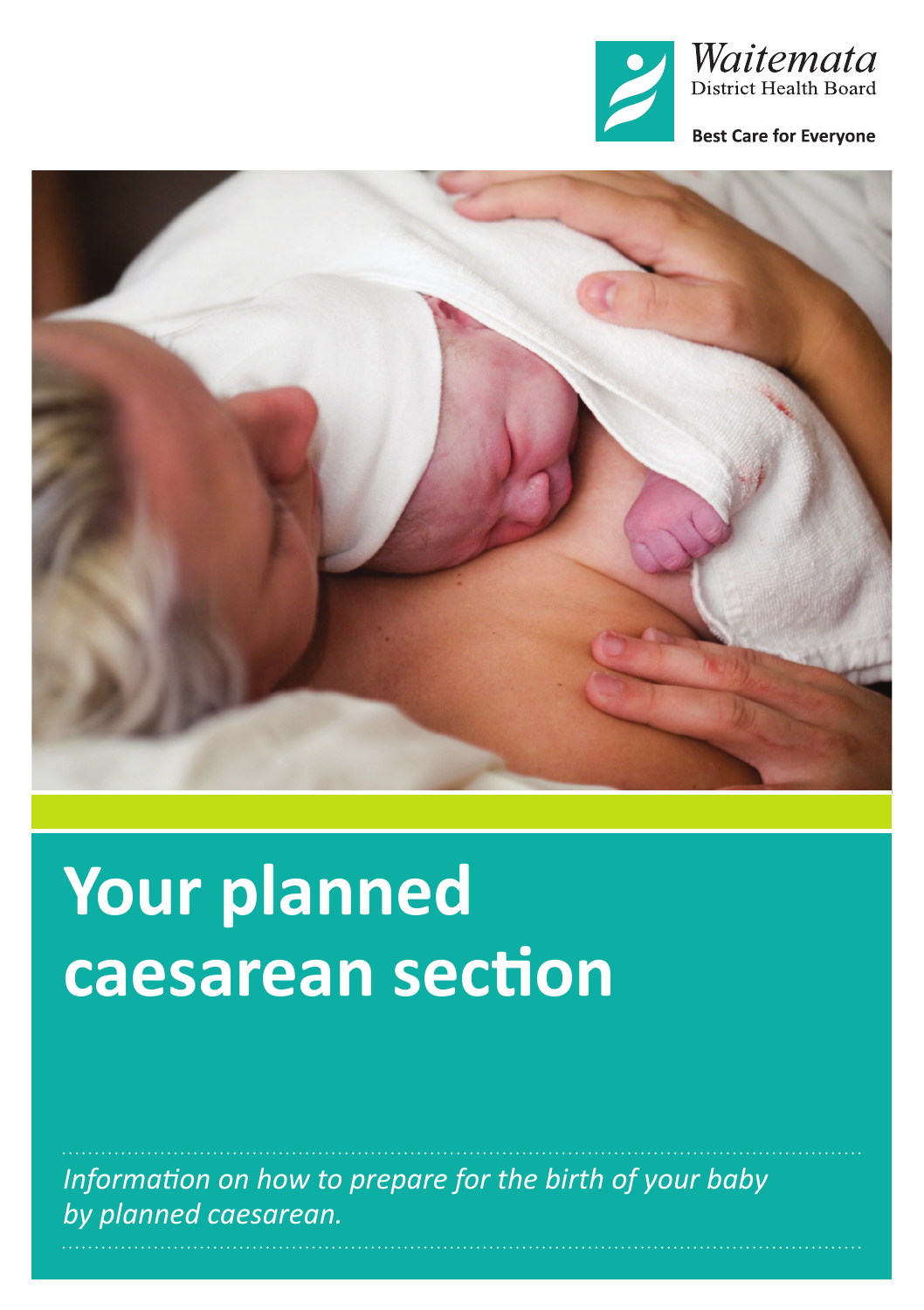Waitemata District Health Board

Best Care for Everyone

# Your planned caesarean section

*Information on how to prepare for the birth of your baby by planned caesarean.*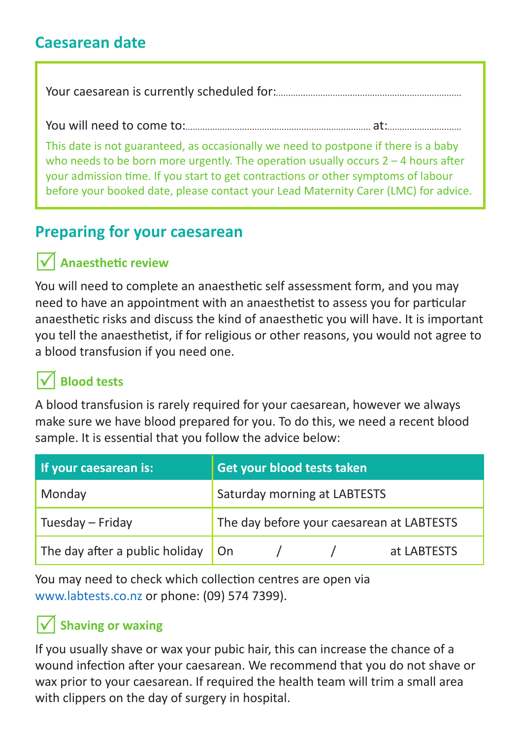## Caesarean date

Your caesarean is currently scheduled for:........................................................................

You will need to come to:......................................................................... at:..............................

This date is not guaranteed, as occasionally we need to postpone if there is a baby who needs to be born more urgently. The operation usually occurs 2 – 4 hours after your admission time. If you start to get contractions or other symptoms of labour before your booked date, please contact your Lead Maternity Carer (LMC) for advice.

## Preparing for your caesarean

### ☑ Anaesthetic review

You will need to complete an anaesthetic self assessment form, and you may need to have an appointment with an anaesthetist to assess you for particular anaesthetic risks and discuss the kind of anaesthetic you will have. It is important you tell the anaesthetist, if for religious or other reasons, you would not agree to a blood transfusion if you need one.

### ☑ Blood tests

A blood transfusion is rarely required for your caesarean, however we always make sure we have blood prepared for you. To do this, we need a recent blood sample. It is essential that you follow the advice below:

| If your caesarean is: | Get your blood tests taken |
|---|---|
| Monday | Saturday morning at LABTESTS |
| Tuesday – Friday | The day before your caesarean at LABTESTS |
| The day after a public holiday | On / / at LABTESTS |

You may need to check which collection centres are open via www.labtests.co.nz or phone: (09) 574 7399).

### ☑ Shaving or waxing

If you usually shave or wax your pubic hair, this can increase the chance of a wound infection after your caesarean. We recommend that you do not shave or wax prior to your caesarean. If required the health team will trim a small area with clippers on the day of surgery in hospital.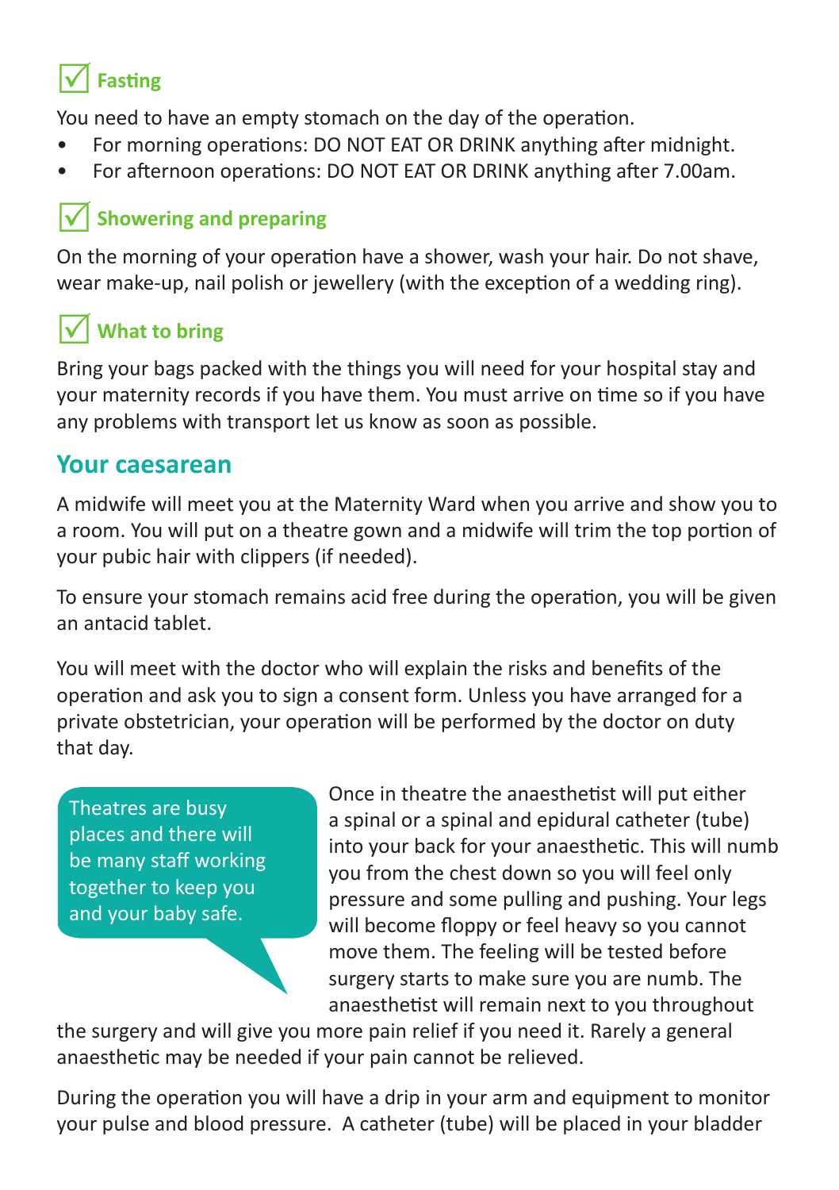### ☑ Fasting

You need to have an empty stomach on the day of the operation.

- For morning operations: DO NOT EAT OR DRINK anything after midnight.
- For afternoon operations: DO NOT EAT OR DRINK anything after 7.00am.

### ☑ Showering and preparing

On the morning of your operation have a shower, wash your hair. Do not shave, wear make-up, nail polish or jewellery (with the exception of a wedding ring).

### ☑ What to bring

Bring your bags packed with the things you will need for your hospital stay and your maternity records if you have them. You must arrive on time so if you have any problems with transport let us know as soon as possible.

## Your caesarean

A midwife will meet you at the Maternity Ward when you arrive and show you to a room. You will put on a theatre gown and a midwife will trim the top portion of your pubic hair with clippers (if needed).

To ensure your stomach remains acid free during the operation, you will be given an antacid tablet.

You will meet with the doctor who will explain the risks and benefits of the operation and ask you to sign a consent form. Unless you have arranged for a private obstetrician, your operation will be performed by the doctor on duty that day.

> Theatres are busy places and there will be many staff working together to keep you and your baby safe.

Once in theatre the anaesthetist will put either a spinal or a spinal and epidural catheter (tube) into your back for your anaesthetic. This will numb you from the chest down so you will feel only pressure and some pulling and pushing. Your legs will become floppy or feel heavy so you cannot move them. The feeling will be tested before surgery starts to make sure you are numb. The anaesthetist will remain next to you throughout the surgery and will give you more pain relief if you need it. Rarely a general anaesthetic may be needed if your pain cannot be relieved.

During the operation you will have a drip in your arm and equipment to monitor your pulse and blood pressure. A catheter (tube) will be placed in your bladder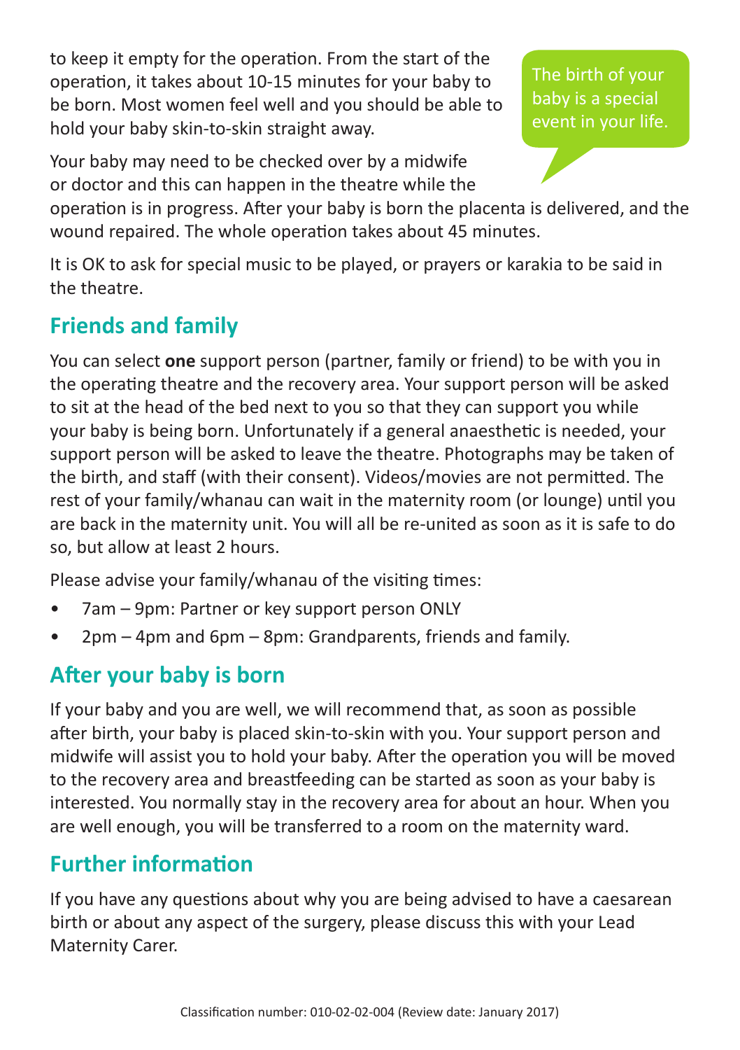to keep it empty for the operation. From the start of the operation, it takes about 10-15 minutes for your baby to be born. Most women feel well and you should be able to hold your baby skin-to-skin straight away.

The birth of your baby is a special event in your life.

Your baby may need to be checked over by a midwife or doctor and this can happen in the theatre while the operation is in progress. After your baby is born the placenta is delivered, and the wound repaired. The whole operation takes about 45 minutes.

It is OK to ask for special music to be played, or prayers or karakia to be said in the theatre.

## Friends and family

You can select **one** support person (partner, family or friend) to be with you in the operating theatre and the recovery area. Your support person will be asked to sit at the head of the bed next to you so that they can support you while your baby is being born. Unfortunately if a general anaesthetic is needed, your support person will be asked to leave the theatre. Photographs may be taken of the birth, and staff (with their consent). Videos/movies are not permitted. The rest of your family/whanau can wait in the maternity room (or lounge) until you are back in the maternity unit. You will all be re-united as soon as it is safe to do so, but allow at least 2 hours.

Please advise your family/whanau of the visiting times:

- 7am – 9pm: Partner or key support person ONLY
- 2pm – 4pm and 6pm – 8pm: Grandparents, friends and family.

## After your baby is born

If your baby and you are well, we will recommend that, as soon as possible after birth, your baby is placed skin-to-skin with you. Your support person and midwife will assist you to hold your baby. After the operation you will be moved to the recovery area and breastfeeding can be started as soon as your baby is interested. You normally stay in the recovery area for about an hour. When you are well enough, you will be transferred to a room on the maternity ward.

## Further information

If you have any questions about why you are being advised to have a caesarean birth or about any aspect of the surgery, please discuss this with your Lead Maternity Carer.

Classification number: 010-02-02-004 (Review date: January 2017)